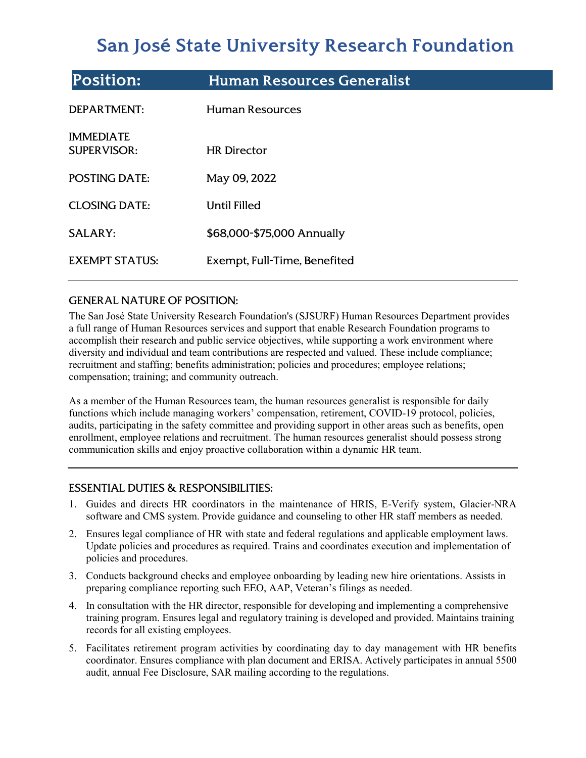# San José State University Research Foundation

## Position: Human Resources Generalist

| | |
|---|---|
| DEPARTMENT: | Human Resources |
| IMMEDIATE SUPERVISOR: | HR Director |
| POSTING DATE: | May 09, 2022 |
| CLOSING DATE: | Until Filled |
| SALARY: | $68,000-$75,000 Annually |
| EXEMPT STATUS: | Exempt, Full-Time, Benefited |

### GENERAL NATURE OF POSITION:

The San José State University Research Foundation's (SJSURF) Human Resources Department provides a full range of Human Resources services and support that enable Research Foundation programs to accomplish their research and public service objectives, while supporting a work environment where diversity and individual and team contributions are respected and valued. These include compliance; recruitment and staffing; benefits administration; policies and procedures; employee relations; compensation; training; and community outreach.

As a member of the Human Resources team, the human resources generalist is responsible for daily functions which include managing workers' compensation, retirement, COVID-19 protocol, policies, audits, participating in the safety committee and providing support in other areas such as benefits, open enrollment, employee relations and recruitment. The human resources generalist should possess strong communication skills and enjoy proactive collaboration within a dynamic HR team.

### ESSENTIAL DUTIES & RESPONSIBILITIES:

1. Guides and directs HR coordinators in the maintenance of HRIS, E-Verify system, Glacier-NRA software and CMS system. Provide guidance and counseling to other HR staff members as needed.
2. Ensures legal compliance of HR with state and federal regulations and applicable employment laws. Update policies and procedures as required. Trains and coordinates execution and implementation of policies and procedures.
3. Conducts background checks and employee onboarding by leading new hire orientations. Assists in preparing compliance reporting such EEO, AAP, Veteran's filings as needed.
4. In consultation with the HR director, responsible for developing and implementing a comprehensive training program. Ensures legal and regulatory training is developed and provided. Maintains training records for all existing employees.
5. Facilitates retirement program activities by coordinating day to day management with HR benefits coordinator. Ensures compliance with plan document and ERISA. Actively participates in annual 5500 audit, annual Fee Disclosure, SAR mailing according to the regulations.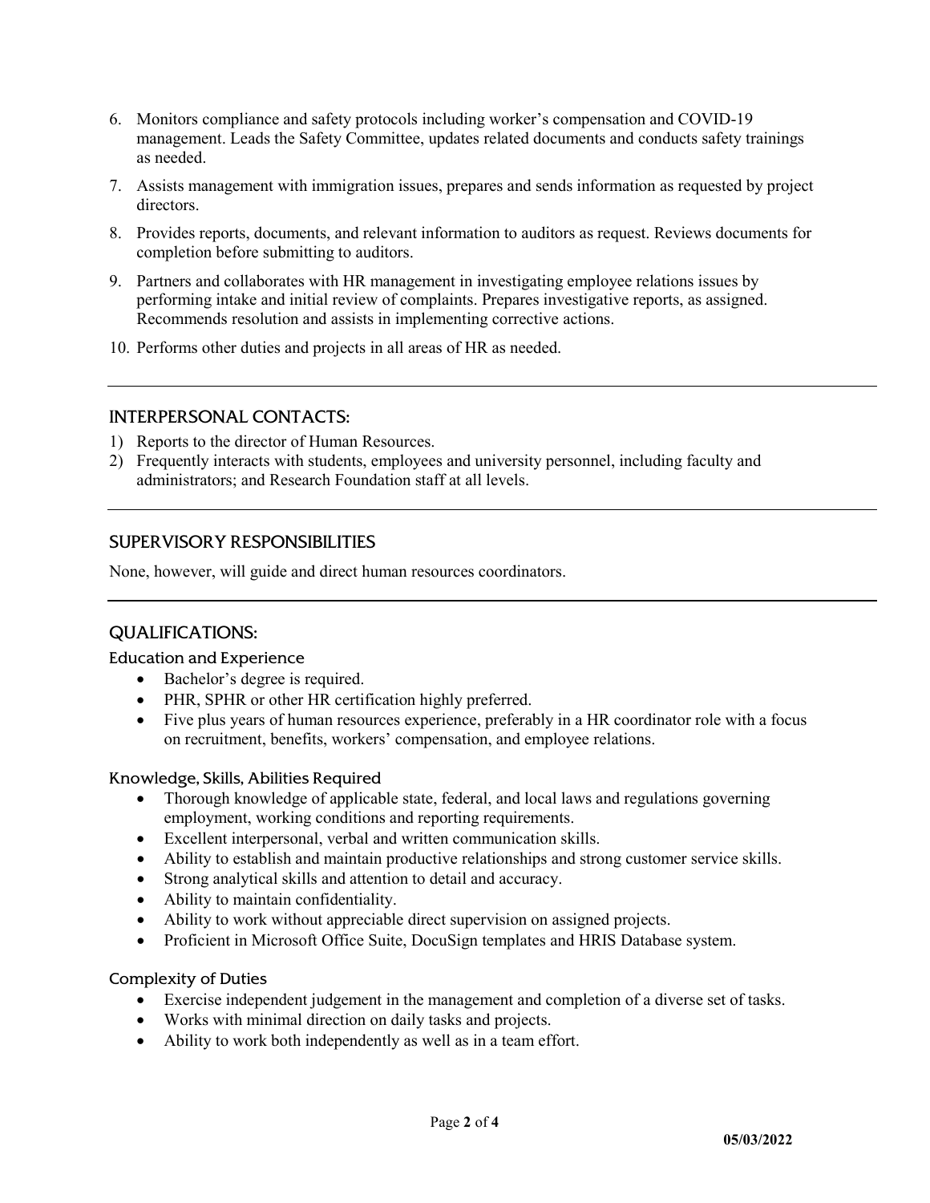6. Monitors compliance and safety protocols including worker's compensation and COVID-19 management. Leads the Safety Committee, updates related documents and conducts safety trainings as needed.
7. Assists management with immigration issues, prepares and sends information as requested by project directors.
8. Provides reports, documents, and relevant information to auditors as request. Reviews documents for completion before submitting to auditors.
9. Partners and collaborates with HR management in investigating employee relations issues by performing intake and initial review of complaints. Prepares investigative reports, as assigned. Recommends resolution and assists in implementing corrective actions.
10. Performs other duties and projects in all areas of HR as needed.

---

## INTERPERSONAL CONTACTS:

1) Reports to the director of Human Resources.
2) Frequently interacts with students, employees and university personnel, including faculty and administrators; and Research Foundation staff at all levels.

---

## SUPERVISORY RESPONSIBILITIES

None, however, will guide and direct human resources coordinators.

---

## QUALIFICATIONS:

### Education and Experience

- Bachelor's degree is required.
- PHR, SPHR or other HR certification highly preferred.
- Five plus years of human resources experience, preferably in a HR coordinator role with a focus on recruitment, benefits, workers' compensation, and employee relations.

### Knowledge, Skills, Abilities Required

- Thorough knowledge of applicable state, federal, and local laws and regulations governing employment, working conditions and reporting requirements.
- Excellent interpersonal, verbal and written communication skills.
- Ability to establish and maintain productive relationships and strong customer service skills.
- Strong analytical skills and attention to detail and accuracy.
- Ability to maintain confidentiality.
- Ability to work without appreciable direct supervision on assigned projects.
- Proficient in Microsoft Office Suite, DocuSign templates and HRIS Database system.

### Complexity of Duties

- Exercise independent judgement in the management and completion of a diverse set of tasks.
- Works with minimal direction on daily tasks and projects.
- Ability to work both independently as well as in a team effort.

**05/03/2022**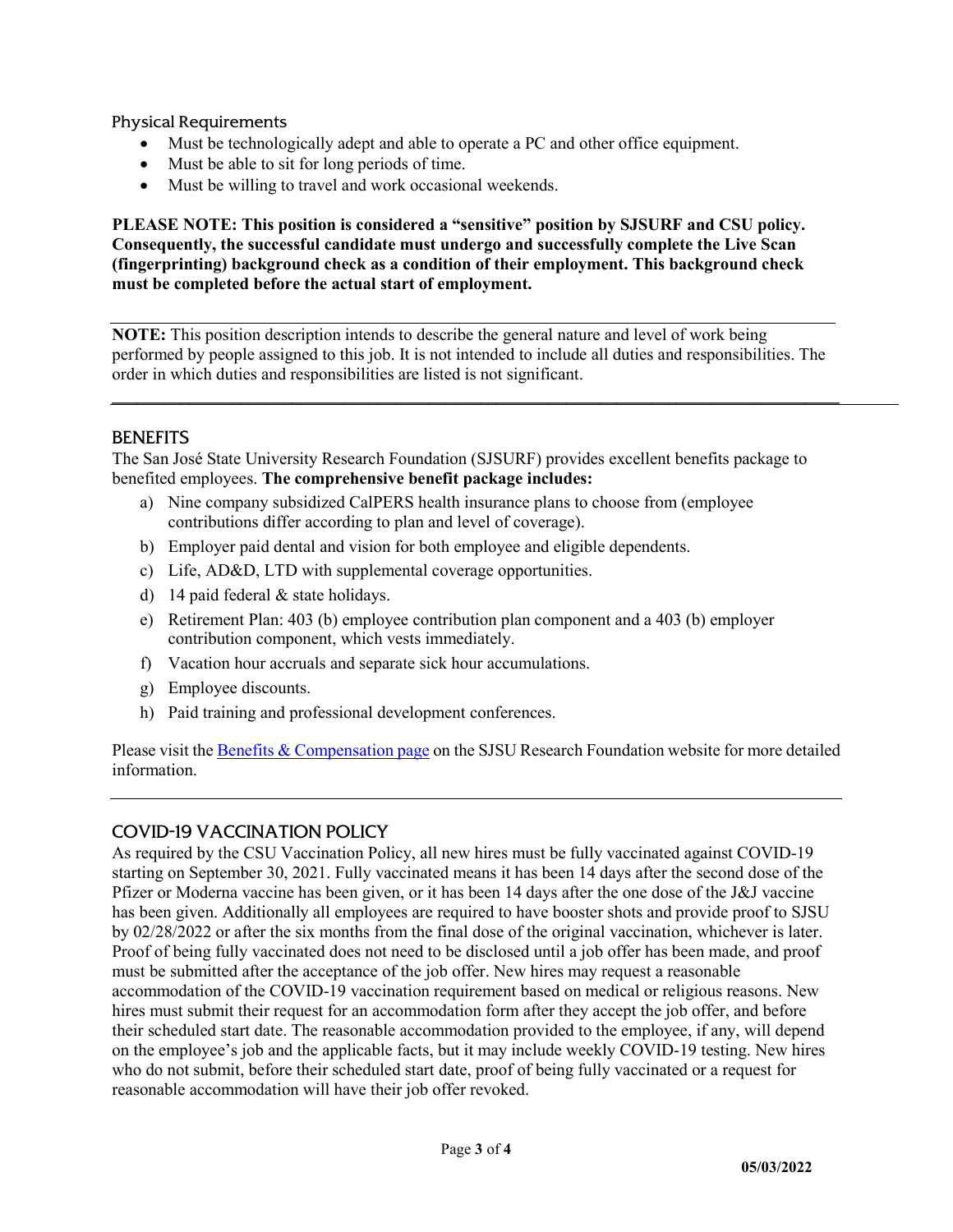### Physical Requirements

- Must be technologically adept and able to operate a PC and other office equipment.
- Must be able to sit for long periods of time.
- Must be willing to travel and work occasional weekends.

**PLEASE NOTE: This position is considered a "sensitive" position by SJSURF and CSU policy. Consequently, the successful candidate must undergo and successfully complete the Live Scan (fingerprinting) background check as a condition of their employment. This background check must be completed before the actual start of employment.**

---

**NOTE:** This position description intends to describe the general nature and level of work being performed by people assigned to this job. It is not intended to include all duties and responsibilities. The order in which duties and responsibilities are listed is not significant.

---

## BENEFITS

The San José State University Research Foundation (SJSURF) provides excellent benefits package to benefited employees. **The comprehensive benefit package includes:**

a) Nine company subsidized CalPERS health insurance plans to choose from (employee contributions differ according to plan and level of coverage).
b) Employer paid dental and vision for both employee and eligible dependents.
c) Life, AD&D, LTD with supplemental coverage opportunities.
d) 14 paid federal & state holidays.
e) Retirement Plan: 403 (b) employee contribution plan component and a 403 (b) employer contribution component, which vests immediately.
f) Vacation hour accruals and separate sick hour accumulations.
g) Employee discounts.
h) Paid training and professional development conferences.

Please visit the Benefits & Compensation page on the SJSU Research Foundation website for more detailed information.

---

## COVID-19 VACCINATION POLICY

As required by the CSU Vaccination Policy, all new hires must be fully vaccinated against COVID-19 starting on September 30, 2021. Fully vaccinated means it has been 14 days after the second dose of the Pfizer or Moderna vaccine has been given, or it has been 14 days after the one dose of the J&J vaccine has been given. Additionally all employees are required to have booster shots and provide proof to SJSU by 02/28/2022 or after the six months from the final dose of the original vaccination, whichever is later. Proof of being fully vaccinated does not need to be disclosed until a job offer has been made, and proof must be submitted after the acceptance of the job offer. New hires may request a reasonable accommodation of the COVID-19 vaccination requirement based on medical or religious reasons. New hires must submit their request for an accommodation form after they accept the job offer, and before their scheduled start date. The reasonable accommodation provided to the employee, if any, will depend on the employee's job and the applicable facts, but it may include weekly COVID-19 testing. New hires who do not submit, before their scheduled start date, proof of being fully vaccinated or a request for reasonable accommodation will have their job offer revoked.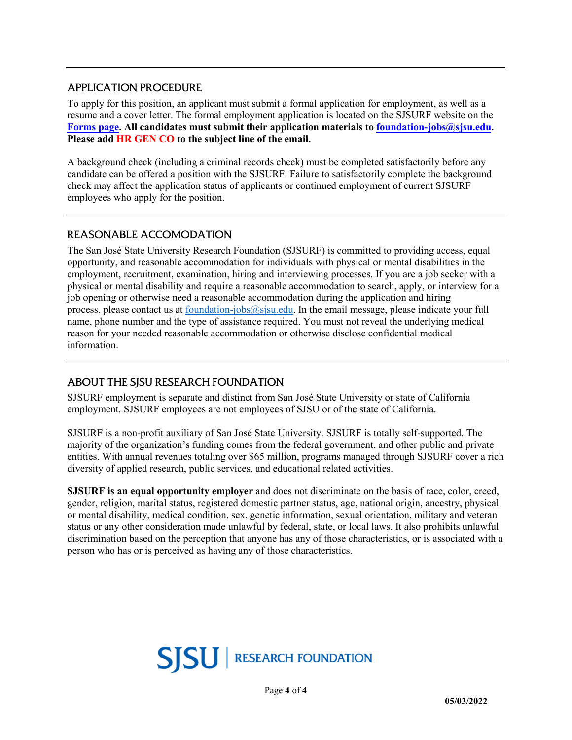## APPLICATION PROCEDURE

To apply for this position, an applicant must submit a formal application for employment, as well as a resume and a cover letter. The formal employment application is located on the SJSURF website on the **Forms page. All candidates must submit their application materials to foundation-jobs@sjsu.edu. Please add HR GEN CO to the subject line of the email.**

A background check (including a criminal records check) must be completed satisfactorily before any candidate can be offered a position with the SJSURF. Failure to satisfactorily complete the background check may affect the application status of applicants or continued employment of current SJSURF employees who apply for the position.

## REASONABLE ACCOMODATION

The San José State University Research Foundation (SJSURF) is committed to providing access, equal opportunity, and reasonable accommodation for individuals with physical or mental disabilities in the employment, recruitment, examination, hiring and interviewing processes. If you are a job seeker with a physical or mental disability and require a reasonable accommodation to search, apply, or interview for a job opening or otherwise need a reasonable accommodation during the application and hiring process, please contact us at foundation-jobs@sjsu.edu. In the email message, please indicate your full name, phone number and the type of assistance required. You must not reveal the underlying medical reason for your needed reasonable accommodation or otherwise disclose confidential medical information.

## ABOUT THE SJSU RESEARCH FOUNDATION

SJSURF employment is separate and distinct from San José State University or state of California employment. SJSURF employees are not employees of SJSU or of the state of California.

SJSURF is a non-profit auxiliary of San José State University. SJSURF is totally self-supported. The majority of the organization's funding comes from the federal government, and other public and private entities. With annual revenues totaling over $65 million, programs managed through SJSURF cover a rich diversity of applied research, public services, and educational related activities.

**SJSURF is an equal opportunity employer** and does not discriminate on the basis of race, color, creed, gender, religion, marital status, registered domestic partner status, age, national origin, ancestry, physical or mental disability, medical condition, sex, genetic information, sexual orientation, military and veteran status or any other consideration made unlawful by federal, state, or local laws. It also prohibits unlawful discrimination based on the perception that anyone has any of those characteristics, or is associated with a person who has or is perceived as having any of those characteristics.

SJSU | RESEARCH FOUNDATION

**05/03/2022**